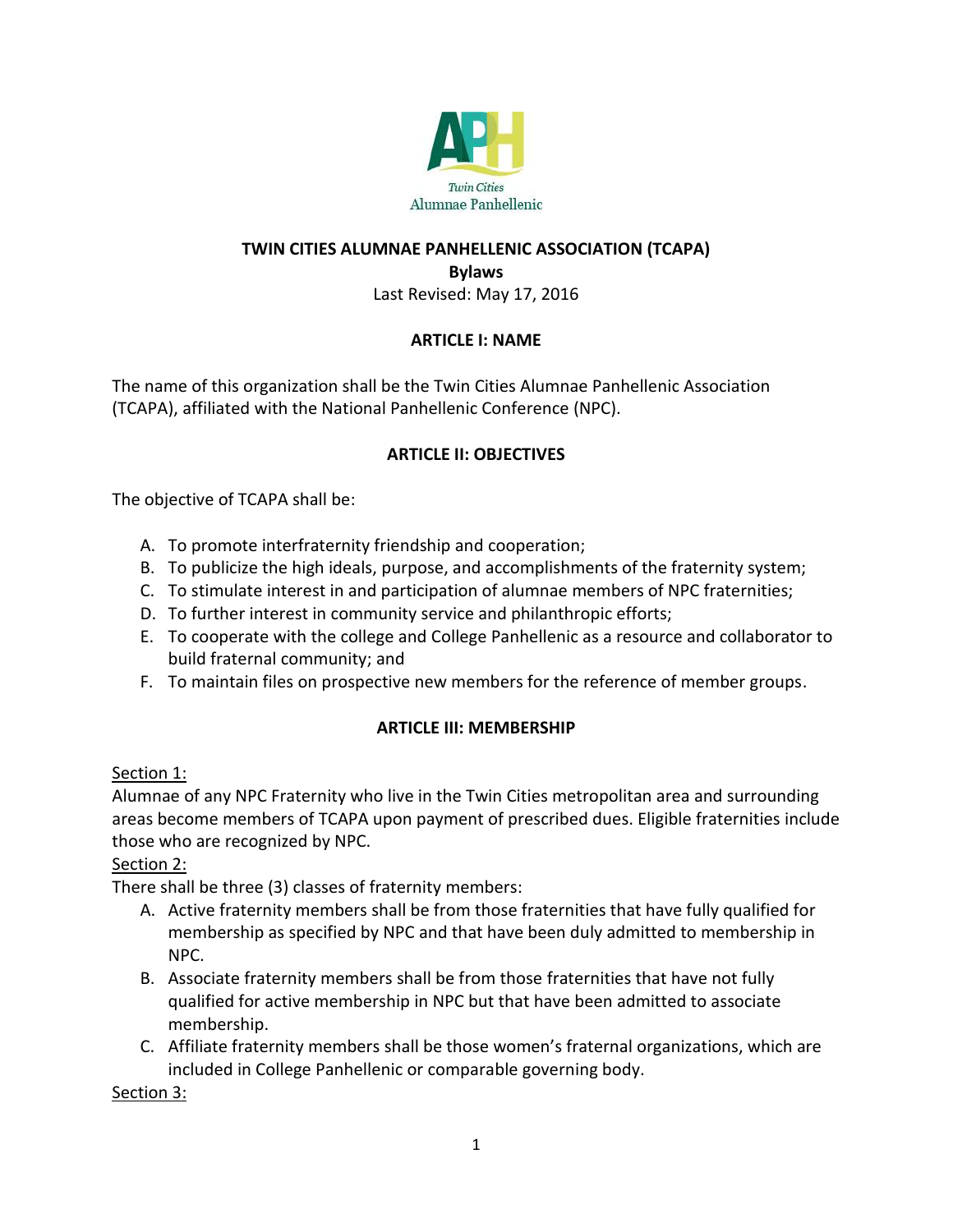# TWIN CITIES ALUMNAE PANHELLENIC ASSOCIATION (TCAPA)

**Bylaws**

Last Revised: May 17, 2016

## ARTICLE I: NAME

The name of this organization shall be the Twin Cities Alumnae Panhellenic Association (TCAPA), affiliated with the National Panhellenic Conference (NPC).

## ARTICLE II: OBJECTIVES

The objective of TCAPA shall be:

A. To promote interfraternity friendship and cooperation;
B. To publicize the high ideals, purpose, and accomplishments of the fraternity system;
C. To stimulate interest in and participation of alumnae members of NPC fraternities;
D. To further interest in community service and philanthropic efforts;
E. To cooperate with the college and College Panhellenic as a resource and collaborator to build fraternal community; and
F. To maintain files on prospective new members for the reference of member groups.

## ARTICLE III: MEMBERSHIP

Section 1:

Alumnae of any NPC Fraternity who live in the Twin Cities metropolitan area and surrounding areas become members of TCAPA upon payment of prescribed dues. Eligible fraternities include those who are recognized by NPC.

Section 2:

There shall be three (3) classes of fraternity members:

A. Active fraternity members shall be from those fraternities that have fully qualified for membership as specified by NPC and that have been duly admitted to membership in NPC.
B. Associate fraternity members shall be from those fraternities that have not fully qualified for active membership in NPC but that have been admitted to associate membership.
C. Affiliate fraternity members shall be those women's fraternal organizations, which are included in College Panhellenic or comparable governing body.

Section 3: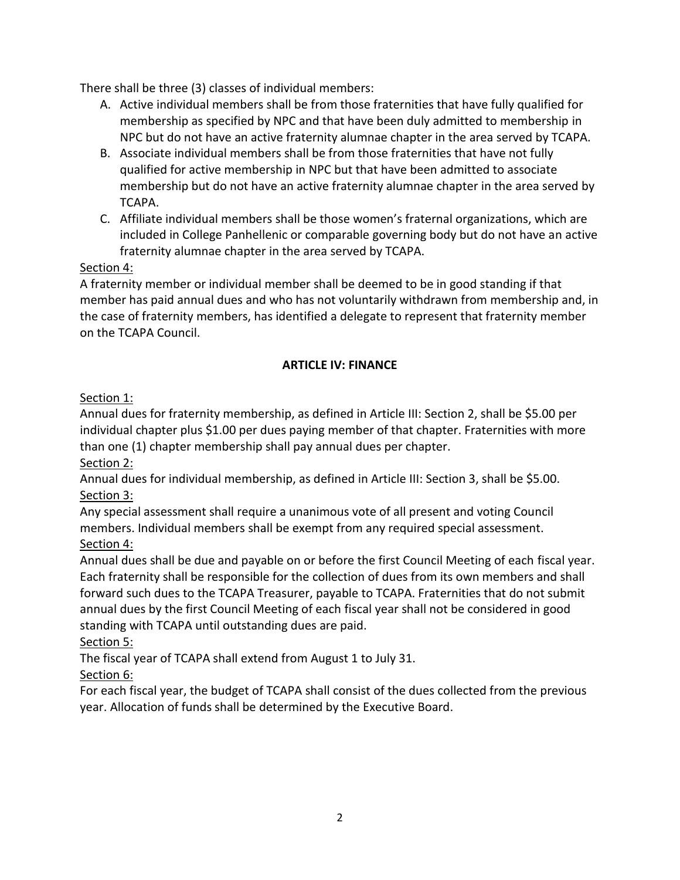There shall be three (3) classes of individual members:

A. Active individual members shall be from those fraternities that have fully qualified for membership as specified by NPC and that have been duly admitted to membership in NPC but do not have an active fraternity alumnae chapter in the area served by TCAPA.
B. Associate individual members shall be from those fraternities that have not fully qualified for active membership in NPC but that have been admitted to associate membership but do not have an active fraternity alumnae chapter in the area served by TCAPA.
C. Affiliate individual members shall be those women's fraternal organizations, which are included in College Panhellenic or comparable governing body but do not have an active fraternity alumnae chapter in the area served by TCAPA.

<u>Section 4:</u>

A fraternity member or individual member shall be deemed to be in good standing if that member has paid annual dues and who has not voluntarily withdrawn from membership and, in the case of fraternity members, has identified a delegate to represent that fraternity member on the TCAPA Council.

## ARTICLE IV: FINANCE

<u>Section 1:</u>

Annual dues for fraternity membership, as defined in Article III: Section 2, shall be $5.00 per individual chapter plus $1.00 per dues paying member of that chapter. Fraternities with more than one (1) chapter membership shall pay annual dues per chapter.

<u>Section 2:</u>

Annual dues for individual membership, as defined in Article III: Section 3, shall be $5.00.

<u>Section 3:</u>

Any special assessment shall require a unanimous vote of all present and voting Council members. Individual members shall be exempt from any required special assessment.

<u>Section 4:</u>

Annual dues shall be due and payable on or before the first Council Meeting of each fiscal year. Each fraternity shall be responsible for the collection of dues from its own members and shall forward such dues to the TCAPA Treasurer, payable to TCAPA. Fraternities that do not submit annual dues by the first Council Meeting of each fiscal year shall not be considered in good standing with TCAPA until outstanding dues are paid.

<u>Section 5:</u>

The fiscal year of TCAPA shall extend from August 1 to July 31.

<u>Section 6:</u>

For each fiscal year, the budget of TCAPA shall consist of the dues collected from the previous year. Allocation of funds shall be determined by the Executive Board.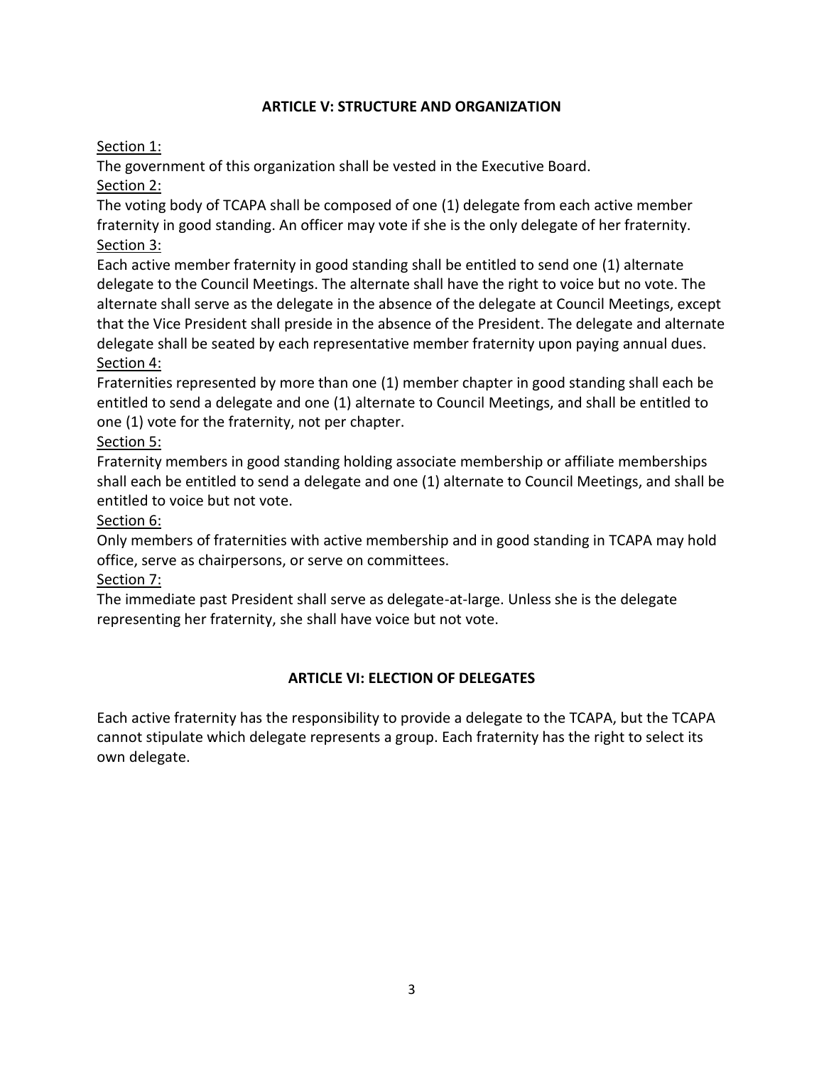## ARTICLE V: STRUCTURE AND ORGANIZATION

Section 1:

The government of this organization shall be vested in the Executive Board.

Section 2:

The voting body of TCAPA shall be composed of one (1) delegate from each active member fraternity in good standing. An officer may vote if she is the only delegate of her fraternity.

Section 3:

Each active member fraternity in good standing shall be entitled to send one (1) alternate delegate to the Council Meetings. The alternate shall have the right to voice but no vote. The alternate shall serve as the delegate in the absence of the delegate at Council Meetings, except that the Vice President shall preside in the absence of the President. The delegate and alternate delegate shall be seated by each representative member fraternity upon paying annual dues.

Section 4:

Fraternities represented by more than one (1) member chapter in good standing shall each be entitled to send a delegate and one (1) alternate to Council Meetings, and shall be entitled to one (1) vote for the fraternity, not per chapter.

Section 5:

Fraternity members in good standing holding associate membership or affiliate memberships shall each be entitled to send a delegate and one (1) alternate to Council Meetings, and shall be entitled to voice but not vote.

Section 6:

Only members of fraternities with active membership and in good standing in TCAPA may hold office, serve as chairpersons, or serve on committees.

Section 7:

The immediate past President shall serve as delegate-at-large. Unless she is the delegate representing her fraternity, she shall have voice but not vote.

## ARTICLE VI: ELECTION OF DELEGATES

Each active fraternity has the responsibility to provide a delegate to the TCAPA, but the TCAPA cannot stipulate which delegate represents a group. Each fraternity has the right to select its own delegate.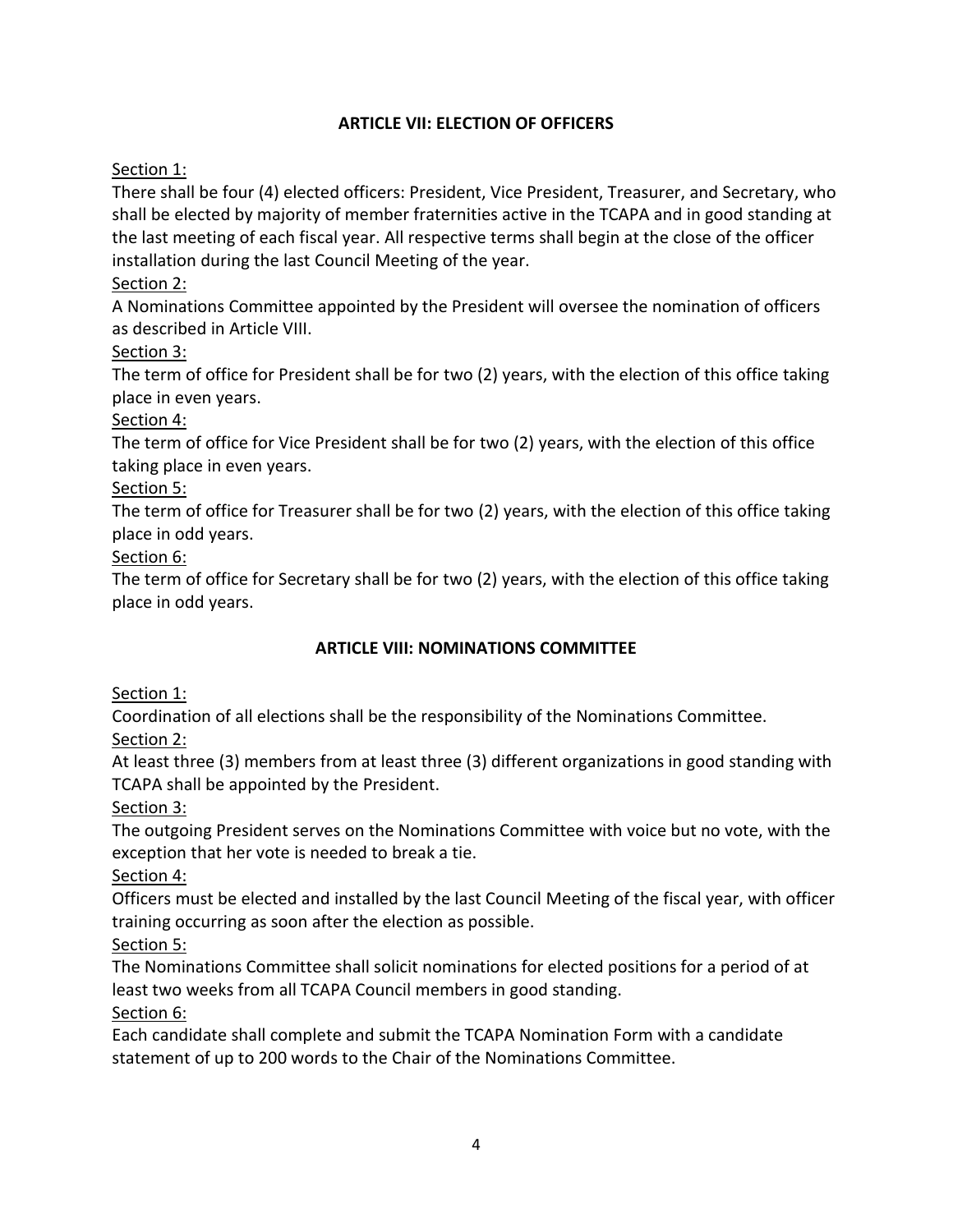## ARTICLE VII: ELECTION OF OFFICERS

Section 1:

There shall be four (4) elected officers: President, Vice President, Treasurer, and Secretary, who shall be elected by majority of member fraternities active in the TCAPA and in good standing at the last meeting of each fiscal year. All respective terms shall begin at the close of the officer installation during the last Council Meeting of the year.

Section 2:

A Nominations Committee appointed by the President will oversee the nomination of officers as described in Article VIII.

Section 3:

The term of office for President shall be for two (2) years, with the election of this office taking place in even years.

Section 4:

The term of office for Vice President shall be for two (2) years, with the election of this office taking place in even years.

Section 5:

The term of office for Treasurer shall be for two (2) years, with the election of this office taking place in odd years.

Section 6:

The term of office for Secretary shall be for two (2) years, with the election of this office taking place in odd years.

## ARTICLE VIII: NOMINATIONS COMMITTEE

Section 1:

Coordination of all elections shall be the responsibility of the Nominations Committee.

Section 2:

At least three (3) members from at least three (3) different organizations in good standing with TCAPA shall be appointed by the President.

Section 3:

The outgoing President serves on the Nominations Committee with voice but no vote, with the exception that her vote is needed to break a tie.

Section 4:

Officers must be elected and installed by the last Council Meeting of the fiscal year, with officer training occurring as soon after the election as possible.

Section 5:

The Nominations Committee shall solicit nominations for elected positions for a period of at least two weeks from all TCAPA Council members in good standing.

Section 6:

Each candidate shall complete and submit the TCAPA Nomination Form with a candidate statement of up to 200 words to the Chair of the Nominations Committee.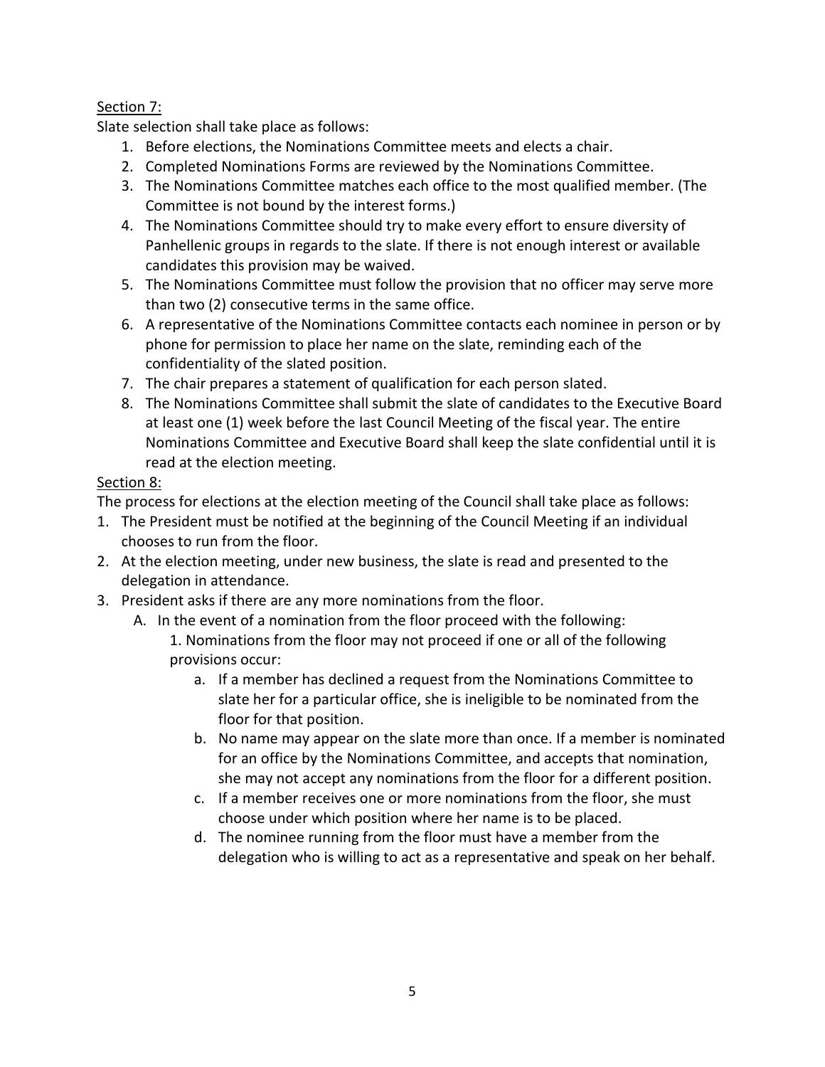Section 7:

Slate selection shall take place as follows:

1. Before elections, the Nominations Committee meets and elects a chair.
2. Completed Nominations Forms are reviewed by the Nominations Committee.
3. The Nominations Committee matches each office to the most qualified member. (The Committee is not bound by the interest forms.)
4. The Nominations Committee should try to make every effort to ensure diversity of Panhellenic groups in regards to the slate. If there is not enough interest or available candidates this provision may be waived.
5. The Nominations Committee must follow the provision that no officer may serve more than two (2) consecutive terms in the same office.
6. A representative of the Nominations Committee contacts each nominee in person or by phone for permission to place her name on the slate, reminding each of the confidentiality of the slated position.
7. The chair prepares a statement of qualification for each person slated.
8. The Nominations Committee shall submit the slate of candidates to the Executive Board at least one (1) week before the last Council Meeting of the fiscal year. The entire Nominations Committee and Executive Board shall keep the slate confidential until it is read at the election meeting.

Section 8:

The process for elections at the election meeting of the Council shall take place as follows:

1. The President must be notified at the beginning of the Council Meeting if an individual chooses to run from the floor.
2. At the election meeting, under new business, the slate is read and presented to the delegation in attendance.
3. President asks if there are any more nominations from the floor.
   - A. In the event of a nomination from the floor proceed with the following:
     - 1. Nominations from the floor may not proceed if one or all of the following provisions occur:
       - a. If a member has declined a request from the Nominations Committee to slate her for a particular office, she is ineligible to be nominated from the floor for that position.
       - b. No name may appear on the slate more than once. If a member is nominated for an office by the Nominations Committee, and accepts that nomination, she may not accept any nominations from the floor for a different position.
       - c. If a member receives one or more nominations from the floor, she must choose under which position where her name is to be placed.
       - d. The nominee running from the floor must have a member from the delegation who is willing to act as a representative and speak on her behalf.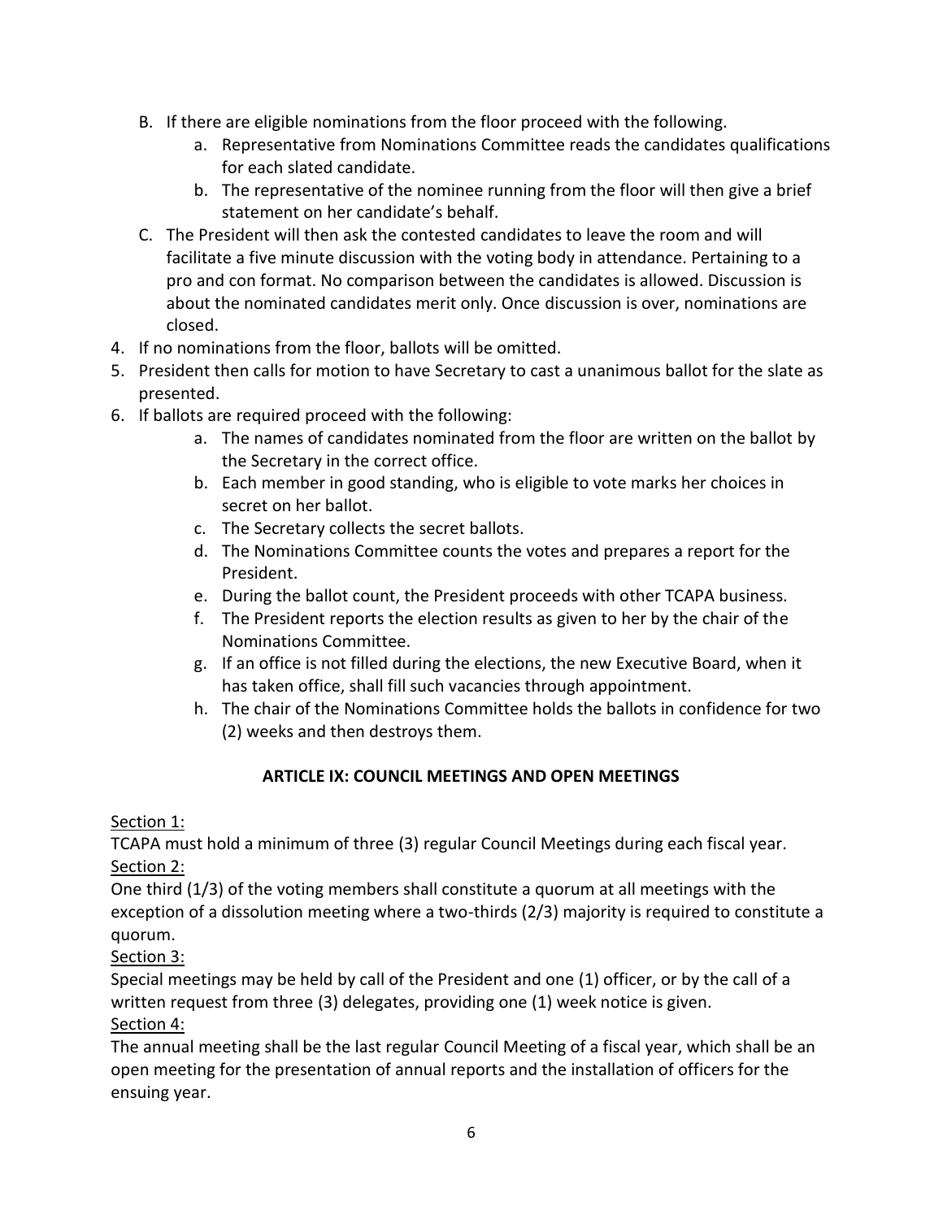B. If there are eligible nominations from the floor proceed with the following.
   a. Representative from Nominations Committee reads the candidates qualifications for each slated candidate.
   b. The representative of the nominee running from the floor will then give a brief statement on her candidate's behalf.

C. The President will then ask the contested candidates to leave the room and will facilitate a five minute discussion with the voting body in attendance. Pertaining to a pro and con format. No comparison between the candidates is allowed. Discussion is about the nominated candidates merit only. Once discussion is over, nominations are closed.

4. If no nominations from the floor, ballots will be omitted.
5. President then calls for motion to have Secretary to cast a unanimous ballot for the slate as presented.
6. If ballots are required proceed with the following:
   a. The names of candidates nominated from the floor are written on the ballot by the Secretary in the correct office.
   b. Each member in good standing, who is eligible to vote marks her choices in secret on her ballot.
   c. The Secretary collects the secret ballots.
   d. The Nominations Committee counts the votes and prepares a report for the President.
   e. During the ballot count, the President proceeds with other TCAPA business.
   f. The President reports the election results as given to her by the chair of the Nominations Committee.
   g. If an office is not filled during the elections, the new Executive Board, when it has taken office, shall fill such vacancies through appointment.
   h. The chair of the Nominations Committee holds the ballots in confidence for two (2) weeks and then destroys them.

## ARTICLE IX: COUNCIL MEETINGS AND OPEN MEETINGS

Section 1:
TCAPA must hold a minimum of three (3) regular Council Meetings during each fiscal year.

Section 2:
One third (1/3) of the voting members shall constitute a quorum at all meetings with the exception of a dissolution meeting where a two-thirds (2/3) majority is required to constitute a quorum.

Section 3:
Special meetings may be held by call of the President and one (1) officer, or by the call of a written request from three (3) delegates, providing one (1) week notice is given.

Section 4:
The annual meeting shall be the last regular Council Meeting of a fiscal year, which shall be an open meeting for the presentation of annual reports and the installation of officers for the ensuing year.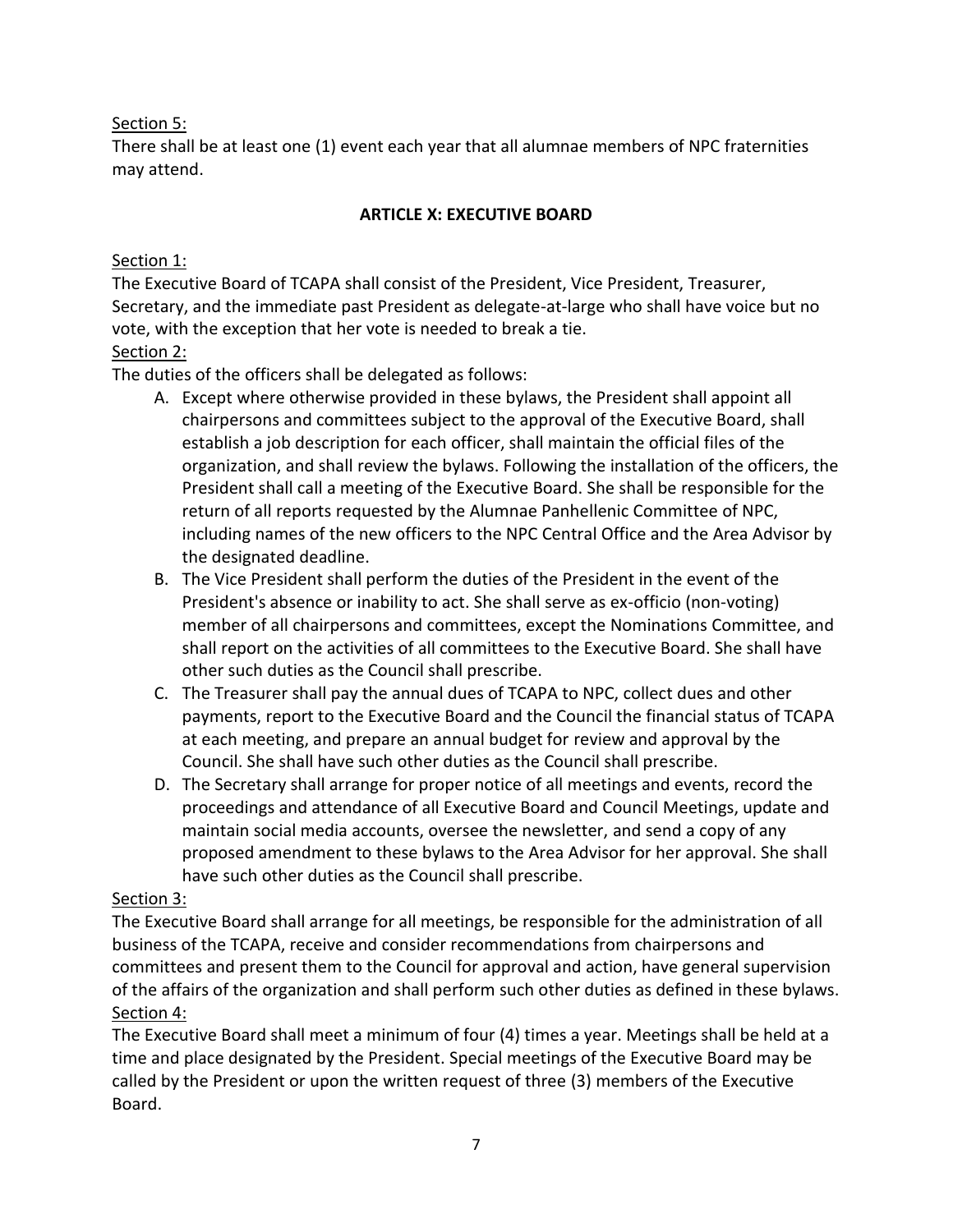<u>Section 5:</u>
There shall be at least one (1) event each year that all alumnae members of NPC fraternities may attend.

## ARTICLE X: EXECUTIVE BOARD

<u>Section 1:</u>
The Executive Board of TCAPA shall consist of the President, Vice President, Treasurer, Secretary, and the immediate past President as delegate-at-large who shall have voice but no vote, with the exception that her vote is needed to break a tie.

<u>Section 2:</u>
The duties of the officers shall be delegated as follows:

A. Except where otherwise provided in these bylaws, the President shall appoint all chairpersons and committees subject to the approval of the Executive Board, shall establish a job description for each officer, shall maintain the official files of the organization, and shall review the bylaws. Following the installation of the officers, the President shall call a meeting of the Executive Board. She shall be responsible for the return of all reports requested by the Alumnae Panhellenic Committee of NPC, including names of the new officers to the NPC Central Office and the Area Advisor by the designated deadline.
B. The Vice President shall perform the duties of the President in the event of the President's absence or inability to act. She shall serve as ex-officio (non-voting) member of all chairpersons and committees, except the Nominations Committee, and shall report on the activities of all committees to the Executive Board. She shall have other such duties as the Council shall prescribe.
C. The Treasurer shall pay the annual dues of TCAPA to NPC, collect dues and other payments, report to the Executive Board and the Council the financial status of TCAPA at each meeting, and prepare an annual budget for review and approval by the Council. She shall have such other duties as the Council shall prescribe.
D. The Secretary shall arrange for proper notice of all meetings and events, record the proceedings and attendance of all Executive Board and Council Meetings, update and maintain social media accounts, oversee the newsletter, and send a copy of any proposed amendment to these bylaws to the Area Advisor for her approval. She shall have such other duties as the Council shall prescribe.

<u>Section 3:</u>
The Executive Board shall arrange for all meetings, be responsible for the administration of all business of the TCAPA, receive and consider recommendations from chairpersons and committees and present them to the Council for approval and action, have general supervision of the affairs of the organization and shall perform such other duties as defined in these bylaws.

<u>Section 4:</u>
The Executive Board shall meet a minimum of four (4) times a year. Meetings shall be held at a time and place designated by the President. Special meetings of the Executive Board may be called by the President or upon the written request of three (3) members of the Executive Board.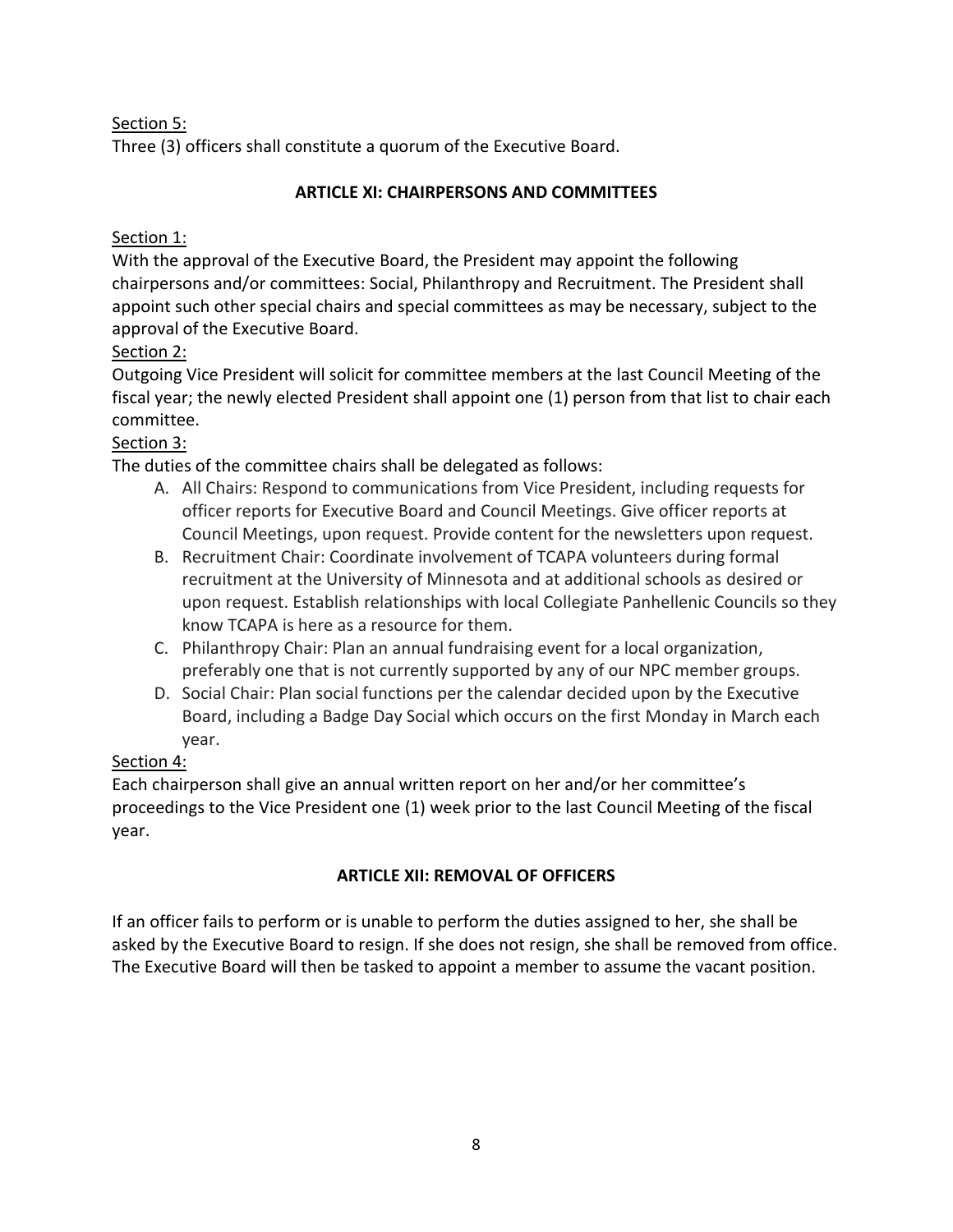<u>Section 5:</u>
Three (3) officers shall constitute a quorum of the Executive Board.

## ARTICLE XI: CHAIRPERSONS AND COMMITTEES

<u>Section 1:</u>
With the approval of the Executive Board, the President may appoint the following chairpersons and/or committees: Social, Philanthropy and Recruitment. The President shall appoint such other special chairs and special committees as may be necessary, subject to the approval of the Executive Board.

<u>Section 2:</u>
Outgoing Vice President will solicit for committee members at the last Council Meeting of the fiscal year; the newly elected President shall appoint one (1) person from that list to chair each committee.

<u>Section 3:</u>
The duties of the committee chairs shall be delegated as follows:

A. All Chairs: Respond to communications from Vice President, including requests for officer reports for Executive Board and Council Meetings. Give officer reports at Council Meetings, upon request. Provide content for the newsletters upon request.
B. Recruitment Chair: Coordinate involvement of TCAPA volunteers during formal recruitment at the University of Minnesota and at additional schools as desired or upon request. Establish relationships with local Collegiate Panhellenic Councils so they know TCAPA is here as a resource for them.
C. Philanthropy Chair: Plan an annual fundraising event for a local organization, preferably one that is not currently supported by any of our NPC member groups.
D. Social Chair: Plan social functions per the calendar decided upon by the Executive Board, including a Badge Day Social which occurs on the first Monday in March each year.

<u>Section 4:</u>
Each chairperson shall give an annual written report on her and/or her committee's proceedings to the Vice President one (1) week prior to the last Council Meeting of the fiscal year.

## ARTICLE XII: REMOVAL OF OFFICERS

If an officer fails to perform or is unable to perform the duties assigned to her, she shall be asked by the Executive Board to resign. If she does not resign, she shall be removed from office. The Executive Board will then be tasked to appoint a member to assume the vacant position.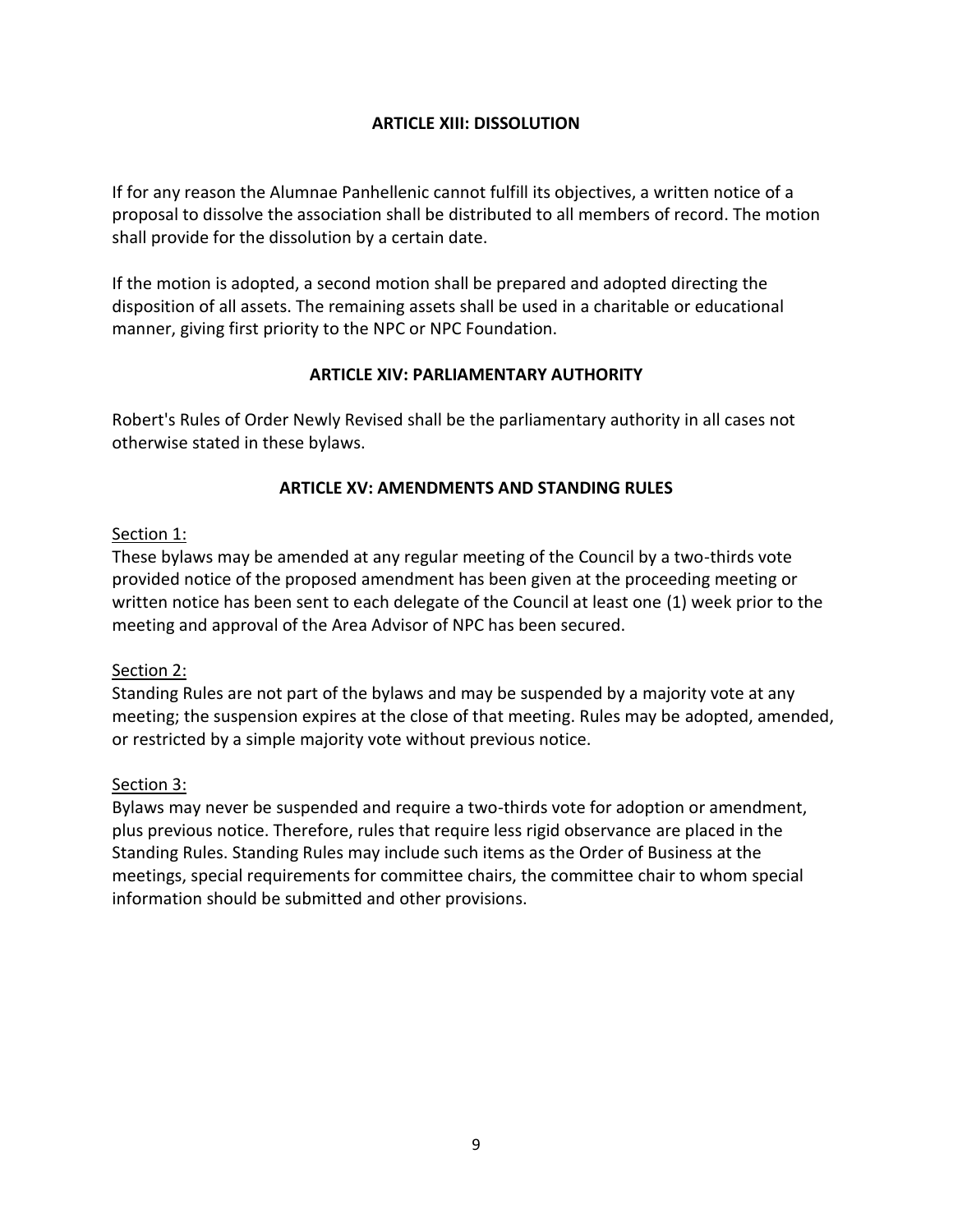## ARTICLE XIII: DISSOLUTION

If for any reason the Alumnae Panhellenic cannot fulfill its objectives, a written notice of a proposal to dissolve the association shall be distributed to all members of record. The motion shall provide for the dissolution by a certain date.

If the motion is adopted, a second motion shall be prepared and adopted directing the disposition of all assets. The remaining assets shall be used in a charitable or educational manner, giving first priority to the NPC or NPC Foundation.

## ARTICLE XIV: PARLIAMENTARY AUTHORITY

Robert's Rules of Order Newly Revised shall be the parliamentary authority in all cases not otherwise stated in these bylaws.

## ARTICLE XV: AMENDMENTS AND STANDING RULES

Section 1:
These bylaws may be amended at any regular meeting of the Council by a two-thirds vote provided notice of the proposed amendment has been given at the proceeding meeting or written notice has been sent to each delegate of the Council at least one (1) week prior to the meeting and approval of the Area Advisor of NPC has been secured.

Section 2:
Standing Rules are not part of the bylaws and may be suspended by a majority vote at any meeting; the suspension expires at the close of that meeting. Rules may be adopted, amended, or restricted by a simple majority vote without previous notice.

Section 3:
Bylaws may never be suspended and require a two-thirds vote for adoption or amendment, plus previous notice. Therefore, rules that require less rigid observance are placed in the Standing Rules. Standing Rules may include such items as the Order of Business at the meetings, special requirements for committee chairs, the committee chair to whom special information should be submitted and other provisions.